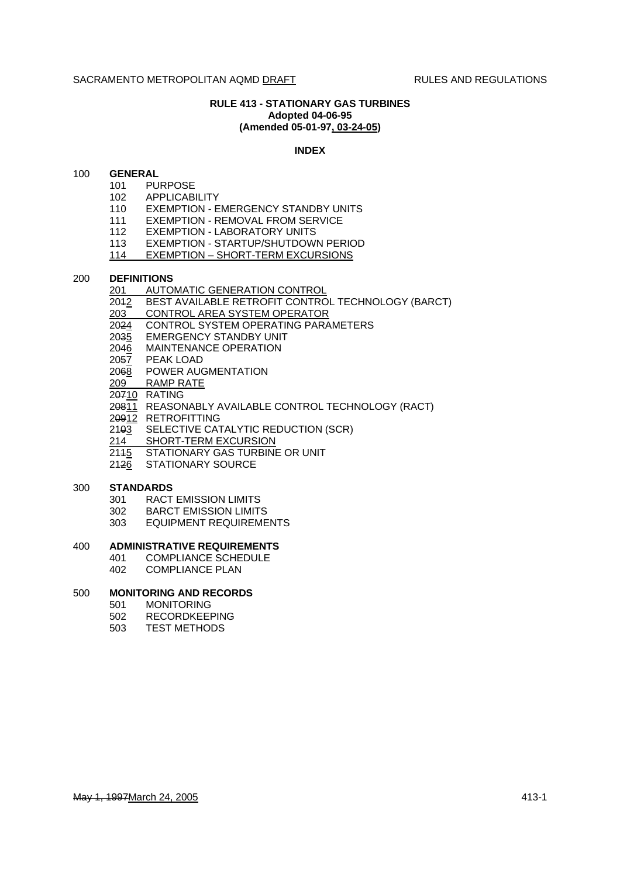SACRAMENTO METROPOLITAN AQMD DRAFT RULES AND REGULATIONS

# RULE 413 - STATIONARY GAS TURBINES

**Adopted 04-06-95**
**(Amended 05-01-97, 03-24-05)**

## INDEX

**100 GENERAL**

- 101 PURPOSE
- 102 APPLICABILITY
- 110 EXEMPTION - EMERGENCY STANDBY UNITS
- 111 EXEMPTION - REMOVAL FROM SERVICE
- 112 EXEMPTION - LABORATORY UNITS
- 113 EXEMPTION - STARTUP/SHUTDOWN PERIOD
- 114 EXEMPTION – SHORT-TERM EXCURSIONS

**200 DEFINITIONS**

- 201 AUTOMATIC GENERATION CONTROL
- 2012 BEST AVAILABLE RETROFIT CONTROL TECHNOLOGY (BARCT)
- 203 CONTROL AREA SYSTEM OPERATOR
- 2024 CONTROL SYSTEM OPERATING PARAMETERS
- 2035 EMERGENCY STANDBY UNIT
- 2046 MAINTENANCE OPERATION
- 2057 PEAK LOAD
- 2068 POWER AUGMENTATION
- 209 RAMP RATE
- 20710 RATING
- 20811 REASONABLY AVAILABLE CONTROL TECHNOLOGY (RACT)
- 20912 RETROFITTING
- 2103 SELECTIVE CATALYTIC REDUCTION (SCR)
- 214 SHORT-TERM EXCURSION
- 2115 STATIONARY GAS TURBINE OR UNIT
- 2126 STATIONARY SOURCE

**300 STANDARDS**

- 301 RACT EMISSION LIMITS
- 302 BARCT EMISSION LIMITS
- 303 EQUIPMENT REQUIREMENTS

**400 ADMINISTRATIVE REQUIREMENTS**

- 401 COMPLIANCE SCHEDULE
- 402 COMPLIANCE PLAN

**500 MONITORING AND RECORDS**

- 501 MONITORING
- 502 RECORDKEEPING
- 503 TEST METHODS

May 1, 1997March 24, 2005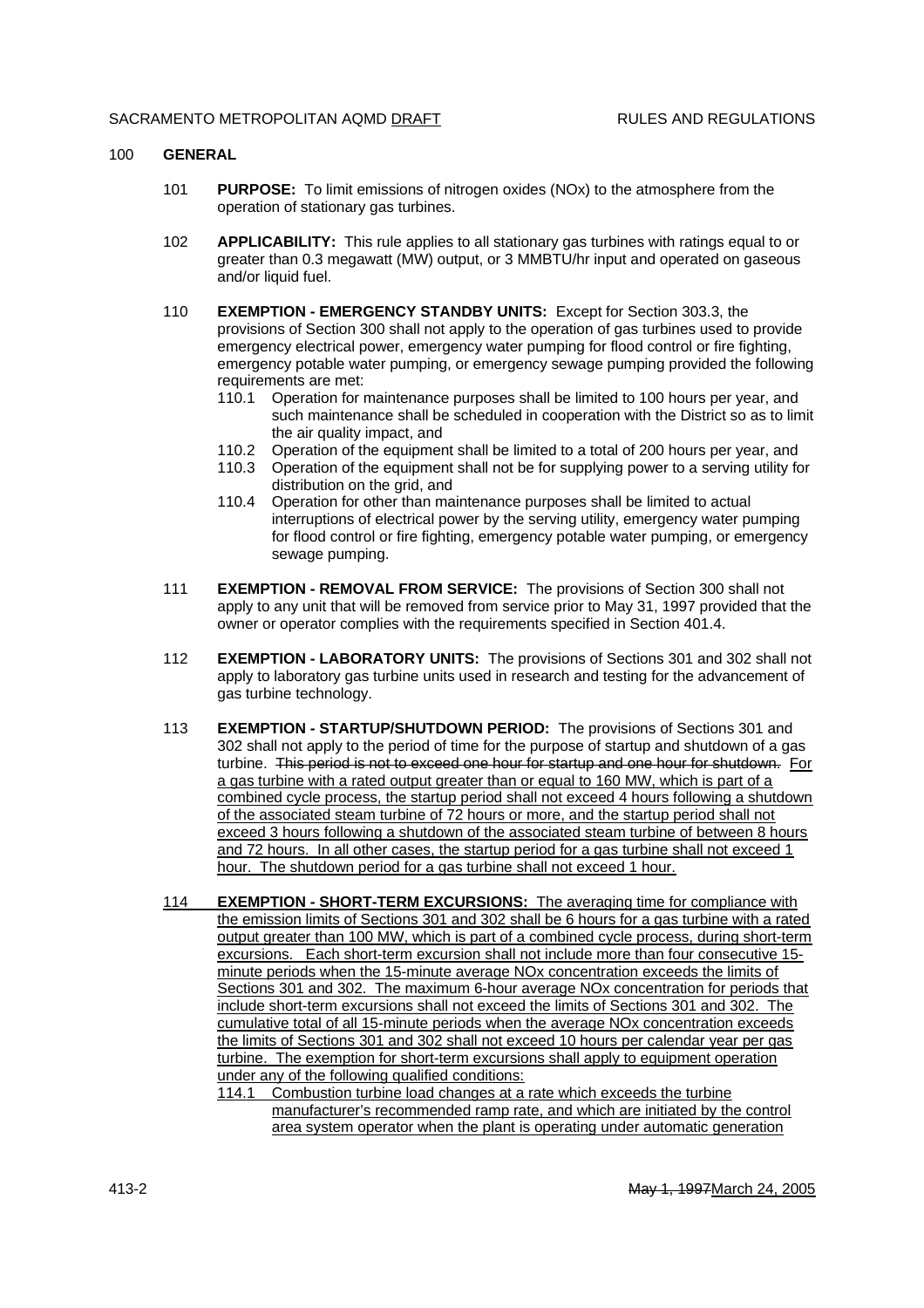## 100 GENERAL

101 **PURPOSE:** To limit emissions of nitrogen oxides (NOx) to the atmosphere from the operation of stationary gas turbines.

102 **APPLICABILITY:** This rule applies to all stationary gas turbines with ratings equal to or greater than 0.3 megawatt (MW) output, or 3 MMBTU/hr input and operated on gaseous and/or liquid fuel.

110 **EXEMPTION - EMERGENCY STANDBY UNITS:** Except for Section 303.3, the provisions of Section 300 shall not apply to the operation of gas turbines used to provide emergency electrical power, emergency water pumping for flood control or fire fighting, emergency potable water pumping, or emergency sewage pumping provided the following requirements are met:

- 110.1 Operation for maintenance purposes shall be limited to 100 hours per year, and such maintenance shall be scheduled in cooperation with the District so as to limit the air quality impact, and
- 110.2 Operation of the equipment shall be limited to a total of 200 hours per year, and
- 110.3 Operation of the equipment shall not be for supplying power to a serving utility for distribution on the grid, and
- 110.4 Operation for other than maintenance purposes shall be limited to actual interruptions of electrical power by the serving utility, emergency water pumping for flood control or fire fighting, emergency potable water pumping, or emergency sewage pumping.

111 **EXEMPTION - REMOVAL FROM SERVICE:** The provisions of Section 300 shall not apply to any unit that will be removed from service prior to May 31, 1997 provided that the owner or operator complies with the requirements specified in Section 401.4.

112 **EXEMPTION - LABORATORY UNITS:** The provisions of Sections 301 and 302 shall not apply to laboratory gas turbine units used in research and testing for the advancement of gas turbine technology.

113 **EXEMPTION - STARTUP/SHUTDOWN PERIOD:** The provisions of Sections 301 and 302 shall not apply to the period of time for the purpose of startup and shutdown of a gas turbine. ~~This period is not to exceed one hour for startup and one hour for shutdown.~~ For a gas turbine with a rated output greater than or equal to 160 MW, which is part of a combined cycle process, the startup period shall not exceed 4 hours following a shutdown of the associated steam turbine of 72 hours or more, and the startup period shall not exceed 3 hours following a shutdown of the associated steam turbine of between 8 hours and 72 hours. In all other cases, the startup period for a gas turbine shall not exceed 1 hour. The shutdown period for a gas turbine shall not exceed 1 hour.

114 **EXEMPTION - SHORT-TERM EXCURSIONS:** The averaging time for compliance with the emission limits of Sections 301 and 302 shall be 6 hours for a gas turbine with a rated output greater than 100 MW, which is part of a combined cycle process, during short-term excursions. Each short-term excursion shall not include more than four consecutive 15-minute periods when the 15-minute average NOx concentration exceeds the limits of Sections 301 and 302. The maximum 6-hour average NOx concentration for periods that include short-term excursions shall not exceed the limits of Sections 301 and 302. The cumulative total of all 15-minute periods when the average NOx concentration exceeds the limits of Sections 301 and 302 shall not exceed 10 hours per calendar year per gas turbine. The exemption for short-term excursions shall apply to equipment operation under any of the following qualified conditions:

- 114.1 Combustion turbine load changes at a rate which exceeds the turbine manufacturer's recommended ramp rate, and which are initiated by the control area system operator when the plant is operating under automatic generation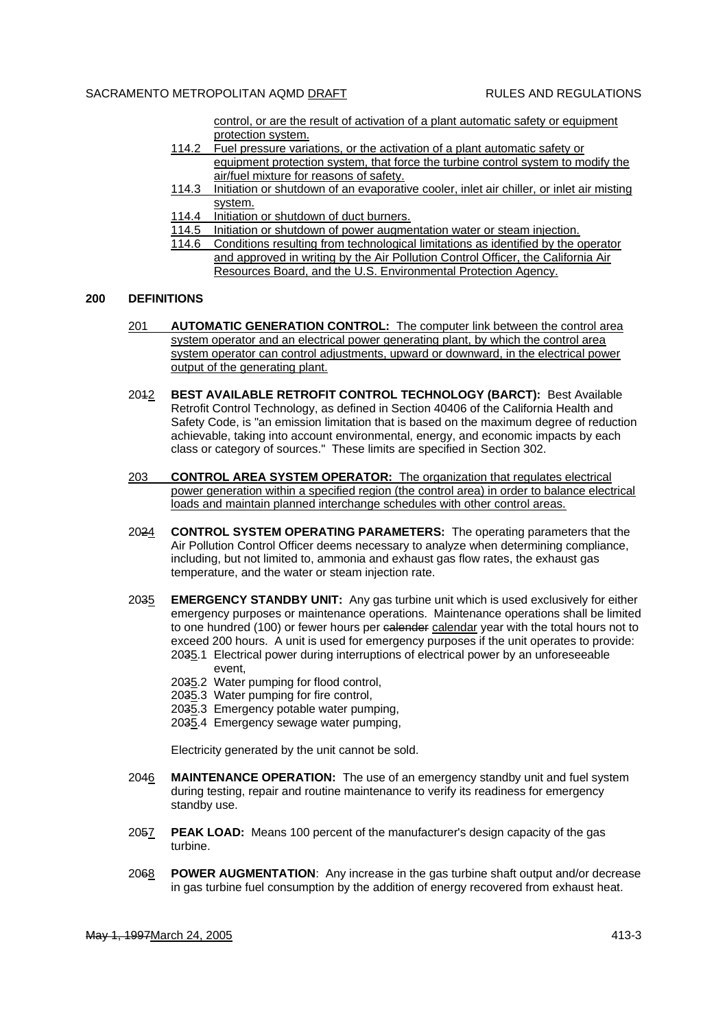control, or are the result of activation of a plant automatic safety or equipment protection system.

114.2 Fuel pressure variations, or the activation of a plant automatic safety or equipment protection system, that force the turbine control system to modify the air/fuel mixture for reasons of safety.

114.3 Initiation or shutdown of an evaporative cooler, inlet air chiller, or inlet air misting system.

114.4 Initiation or shutdown of duct burners.

114.5 Initiation or shutdown of power augmentation water or steam injection.

114.6 Conditions resulting from technological limitations as identified by the operator and approved in writing by the Air Pollution Control Officer, the California Air Resources Board, and the U.S. Environmental Protection Agency.

## 200 DEFINITIONS

201 **AUTOMATIC GENERATION CONTROL:** The computer link between the control area system operator and an electrical power generating plant, by which the control area system operator can control adjustments, upward or downward, in the electrical power output of the generating plant.

2012 **BEST AVAILABLE RETROFIT CONTROL TECHNOLOGY (BARCT):** Best Available Retrofit Control Technology, as defined in Section 40406 of the California Health and Safety Code, is "an emission limitation that is based on the maximum degree of reduction achievable, taking into account environmental, energy, and economic impacts by each class or category of sources." These limits are specified in Section 302.

203 **CONTROL AREA SYSTEM OPERATOR:** The organization that regulates electrical power generation within a specified region (the control area) in order to balance electrical loads and maintain planned interchange schedules with other control areas.

2024 **CONTROL SYSTEM OPERATING PARAMETERS:** The operating parameters that the Air Pollution Control Officer deems necessary to analyze when determining compliance, including, but not limited to, ammonia and exhaust gas flow rates, the exhaust gas temperature, and the water or steam injection rate.

2035 **EMERGENCY STANDBY UNIT:** Any gas turbine unit which is used exclusively for either emergency purposes or maintenance operations. Maintenance operations shall be limited to one hundred (100) or fewer hours per calender calendar year with the total hours not to exceed 200 hours. A unit is used for emergency purposes if the unit operates to provide:

2035.1 Electrical power during interruptions of electrical power by an unforeseeable event,

2035.2 Water pumping for flood control,

2035.3 Water pumping for fire control,

2035.3 Emergency potable water pumping,

2035.4 Emergency sewage water pumping,

Electricity generated by the unit cannot be sold.

2046 **MAINTENANCE OPERATION:** The use of an emergency standby unit and fuel system during testing, repair and routine maintenance to verify its readiness for emergency standby use.

2057 **PEAK LOAD:** Means 100 percent of the manufacturer's design capacity of the gas turbine.

2068 **POWER AUGMENTATION**: Any increase in the gas turbine shaft output and/or decrease in gas turbine fuel consumption by the addition of energy recovered from exhaust heat.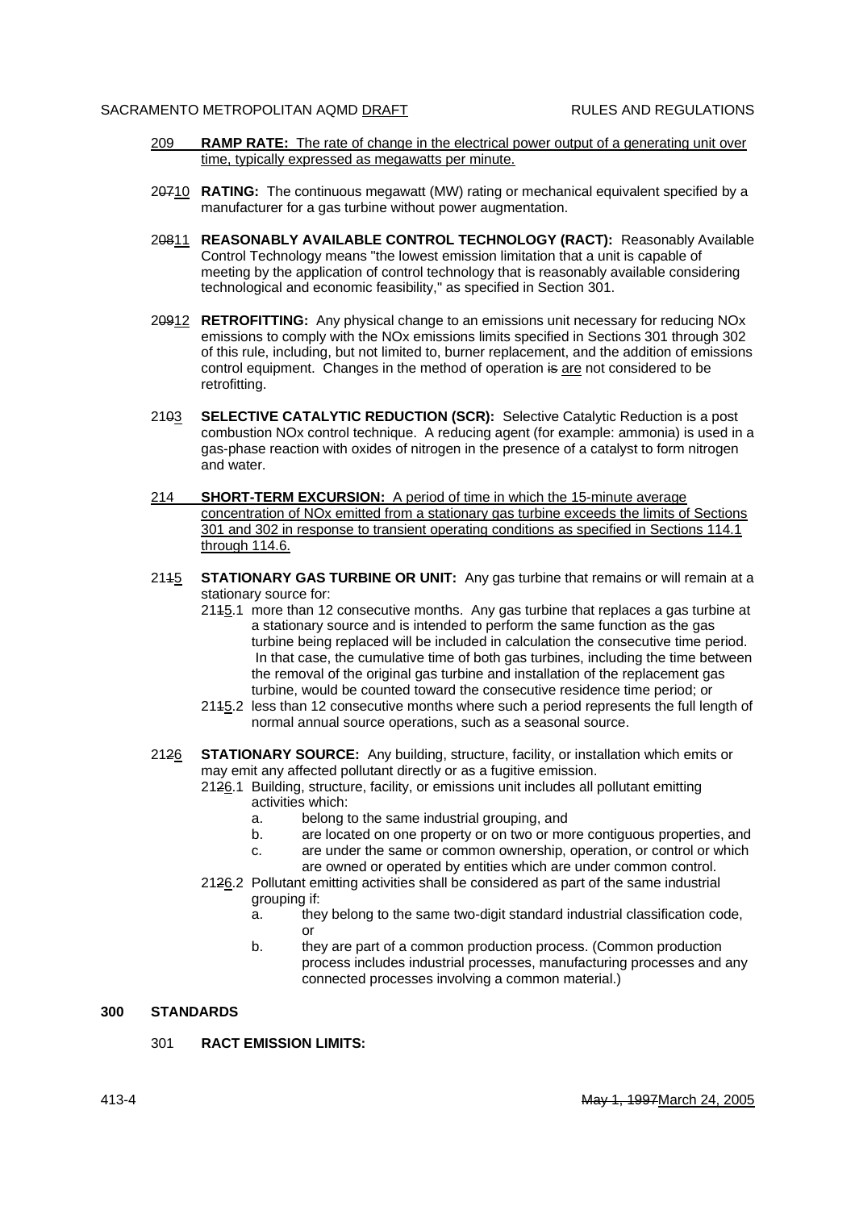209 **RAMP RATE:** The rate of change in the electrical power output of a generating unit over time, typically expressed as megawatts per minute.

2~~07~~10 **RATING:** The continuous megawatt (MW) rating or mechanical equivalent specified by a manufacturer for a gas turbine without power augmentation.

2~~08~~11 **REASONABLY AVAILABLE CONTROL TECHNOLOGY (RACT):** Reasonably Available Control Technology means "the lowest emission limitation that a unit is capable of meeting by the application of control technology that is reasonably available considering technological and economic feasibility," as specified in Section 301.

2~~09~~12 **RETROFITTING:** Any physical change to an emissions unit necessary for reducing NOx emissions to comply with the NOx emissions limits specified in Sections 301 through 302 of this rule, including, but not limited to, burner replacement, and the addition of emissions control equipment. Changes in the method of operation ~~is~~ are not considered to be retrofitting.

21~~0~~3 **SELECTIVE CATALYTIC REDUCTION (SCR):** Selective Catalytic Reduction is a post combustion NOx control technique. A reducing agent (for example: ammonia) is used in a gas-phase reaction with oxides of nitrogen in the presence of a catalyst to form nitrogen and water.

214 **SHORT-TERM EXCURSION:** A period of time in which the 15-minute average concentration of NOx emitted from a stationary gas turbine exceeds the limits of Sections 301 and 302 in response to transient operating conditions as specified in Sections 114.1 through 114.6.

21~~1~~5 **STATIONARY GAS TURBINE OR UNIT:** Any gas turbine that remains or will remain at a stationary source for:

- 21~~1~~5.1 more than 12 consecutive months. Any gas turbine that replaces a gas turbine at a stationary source and is intended to perform the same function as the gas turbine being replaced will be included in calculation the consecutive time period. In that case, the cumulative time of both gas turbines, including the time between the removal of the original gas turbine and installation of the replacement gas turbine, would be counted toward the consecutive residence time period; or
- 21~~1~~5.2 less than 12 consecutive months where such a period represents the full length of normal annual source operations, such as a seasonal source.

21~~2~~6 **STATIONARY SOURCE:** Any building, structure, facility, or installation which emits or may emit any affected pollutant directly or as a fugitive emission.

- 21~~2~~6.1 Building, structure, facility, or emissions unit includes all pollutant emitting activities which:
  - a. belong to the same industrial grouping, and
  - b. are located on one property or on two or more contiguous properties, and
  - c. are under the same or common ownership, operation, or control or which are owned or operated by entities which are under common control.
- 21~~2~~6.2 Pollutant emitting activities shall be considered as part of the same industrial grouping if:
  - a. they belong to the same two-digit standard industrial classification code, or
  - b. they are part of a common production process. (Common production process includes industrial processes, manufacturing processes and any connected processes involving a common material.)

## 300 STANDARDS

301 **RACT EMISSION LIMITS:**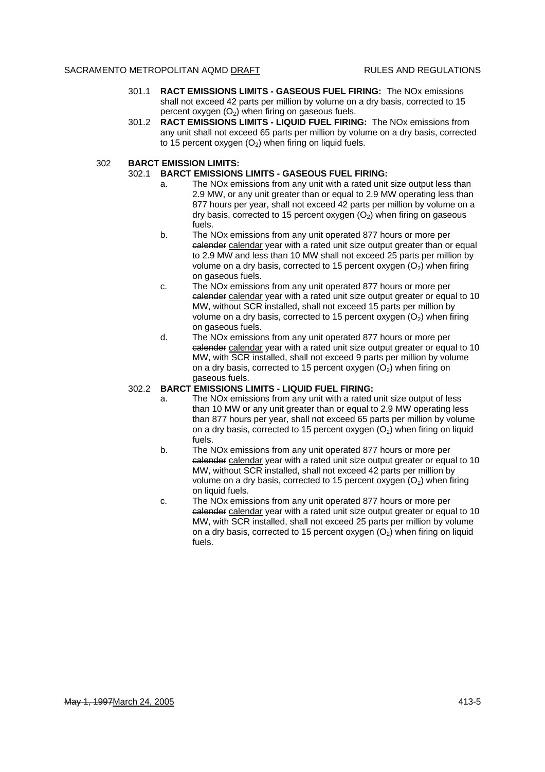301.1 **RACT EMISSIONS LIMITS - GASEOUS FUEL FIRING:** The NOx emissions shall not exceed 42 parts per million by volume on a dry basis, corrected to 15 percent oxygen ($O_2$) when firing on gaseous fuels.

301.2 **RACT EMISSIONS LIMITS - LIQUID FUEL FIRING:** The NOx emissions from any unit shall not exceed 65 parts per million by volume on a dry basis, corrected to 15 percent oxygen ($O_2$) when firing on liquid fuels.

302 **BARCT EMISSION LIMITS:**

302.1 **BARCT EMISSIONS LIMITS - GASEOUS FUEL FIRING:**

a. The NOx emissions from any unit with a rated unit size output less than 2.9 MW, or any unit greater than or equal to 2.9 MW operating less than 877 hours per year, shall not exceed 42 parts per million by volume on a dry basis, corrected to 15 percent oxygen ($O_2$) when firing on gaseous fuels.

b. The NOx emissions from any unit operated 877 hours or more per ~~calender~~ calendar year with a rated unit size output greater than or equal to 2.9 MW and less than 10 MW shall not exceed 25 parts per million by volume on a dry basis, corrected to 15 percent oxygen ($O_2$) when firing on gaseous fuels.

c. The NOx emissions from any unit operated 877 hours or more per ~~calender~~ calendar year with a rated unit size output greater or equal to 10 MW, without SCR installed, shall not exceed 15 parts per million by volume on a dry basis, corrected to 15 percent oxygen ($O_2$) when firing on gaseous fuels.

d. The NOx emissions from any unit operated 877 hours or more per ~~calender~~ calendar year with a rated unit size output greater or equal to 10 MW, with SCR installed, shall not exceed 9 parts per million by volume on a dry basis, corrected to 15 percent oxygen ($O_2$) when firing on gaseous fuels.

302.2 **BARCT EMISSIONS LIMITS - LIQUID FUEL FIRING:**

a. The NOx emissions from any unit with a rated unit size output of less than 10 MW or any unit greater than or equal to 2.9 MW operating less than 877 hours per year, shall not exceed 65 parts per million by volume on a dry basis, corrected to 15 percent oxygen ($O_2$) when firing on liquid fuels.

b. The NOx emissions from any unit operated 877 hours or more per ~~calender~~ calendar year with a rated unit size output greater or equal to 10 MW, without SCR installed, shall not exceed 42 parts per million by volume on a dry basis, corrected to 15 percent oxygen ($O_2$) when firing on liquid fuels.

c. The NOx emissions from any unit operated 877 hours or more per ~~calender~~ calendar year with a rated unit size output greater or equal to 10 MW, with SCR installed, shall not exceed 25 parts per million by volume on a dry basis, corrected to 15 percent oxygen ($O_2$) when firing on liquid fuels.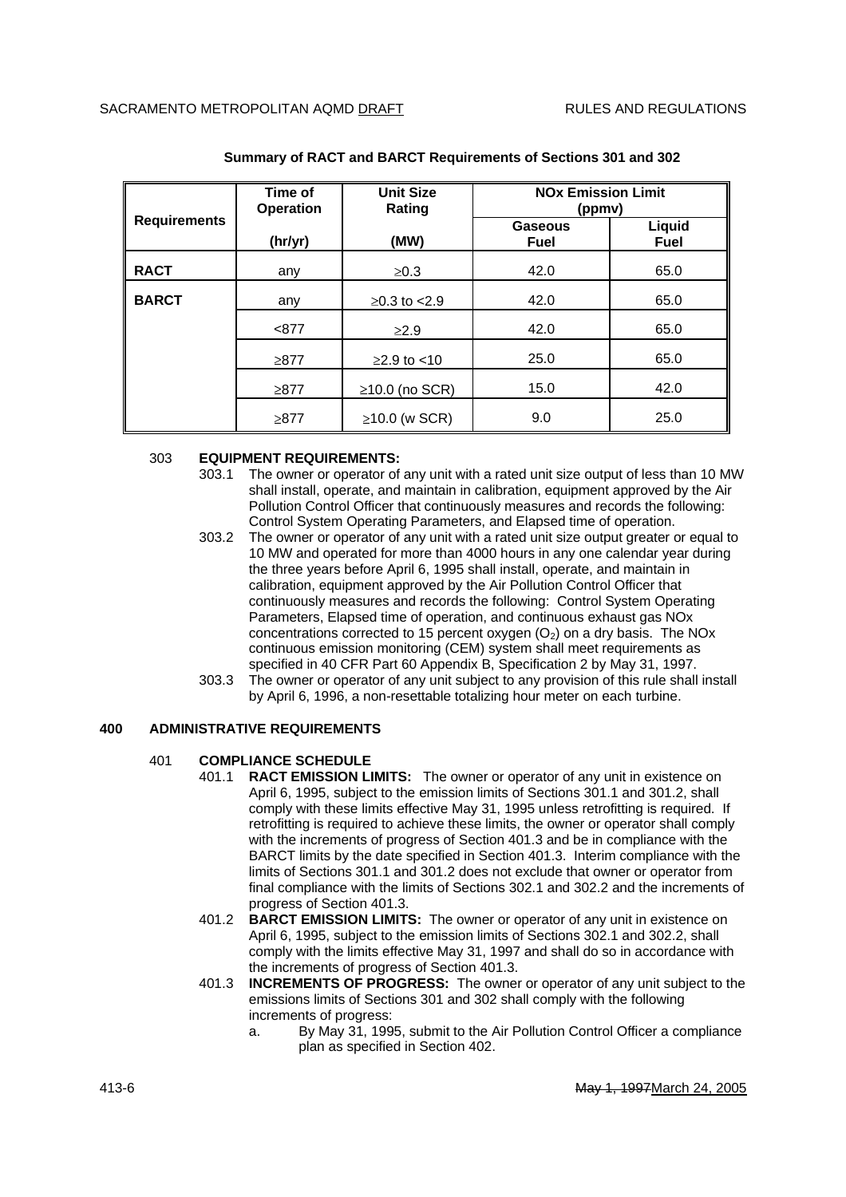**Summary of RACT and BARCT Requirements of Sections 301 and 302**

| Requirements | Time of Operation (hr/yr) | Unit Size Rating (MW) | NOx Emission Limit (ppmv) | |
|---|---|---|---|---|
| | | | Gaseous Fuel | Liquid Fuel |
| **RACT** | any | ≥0.3 | 42.0 | 65.0 |
| **BARCT** | any | ≥0.3 to <2.9 | 42.0 | 65.0 |
| | <877 | ≥2.9 | 42.0 | 65.0 |
| | ≥877 | ≥2.9 to <10 | 25.0 | 65.0 |
| | ≥877 | ≥10.0 (no SCR) | 15.0 | 42.0 |
| | ≥877 | ≥10.0 (w SCR) | 9.0 | 25.0 |

303 **EQUIPMENT REQUIREMENTS:**

303.1 The owner or operator of any unit with a rated unit size output of less than 10 MW shall install, operate, and maintain in calibration, equipment approved by the Air Pollution Control Officer that continuously measures and records the following: Control System Operating Parameters, and Elapsed time of operation.

303.2 The owner or operator of any unit with a rated unit size output greater or equal to 10 MW and operated for more than 4000 hours in any one calendar year during the three years before April 6, 1995 shall install, operate, and maintain in calibration, equipment approved by the Air Pollution Control Officer that continuously measures and records the following: Control System Operating Parameters, Elapsed time of operation, and continuous exhaust gas NOx concentrations corrected to 15 percent oxygen ($O_2$) on a dry basis. The NOx continuous emission monitoring (CEM) system shall meet requirements as specified in 40 CFR Part 60 Appendix B, Specification 2 by May 31, 1997.

303.3 The owner or operator of any unit subject to any provision of this rule shall install by April 6, 1996, a non-resettable totalizing hour meter on each turbine.

## 400 ADMINISTRATIVE REQUIREMENTS

401 **COMPLIANCE SCHEDULE**

401.1 **RACT EMISSION LIMITS:** The owner or operator of any unit in existence on April 6, 1995, subject to the emission limits of Sections 301.1 and 301.2, shall comply with these limits effective May 31, 1995 unless retrofitting is required. If retrofitting is required to achieve these limits, the owner or operator shall comply with the increments of progress of Section 401.3 and be in compliance with the BARCT limits by the date specified in Section 401.3. Interim compliance with the limits of Sections 301.1 and 301.2 does not exclude that owner or operator from final compliance with the limits of Sections 302.1 and 302.2 and the increments of progress of Section 401.3.

401.2 **BARCT EMISSION LIMITS:** The owner or operator of any unit in existence on April 6, 1995, subject to the emission limits of Sections 302.1 and 302.2, shall comply with the limits effective May 31, 1997 and shall do so in accordance with the increments of progress of Section 401.3.

401.3 **INCREMENTS OF PROGRESS:** The owner or operator of any unit subject to the emissions limits of Sections 301 and 302 shall comply with the following increments of progress:

a. By May 31, 1995, submit to the Air Pollution Control Officer a compliance plan as specified in Section 402.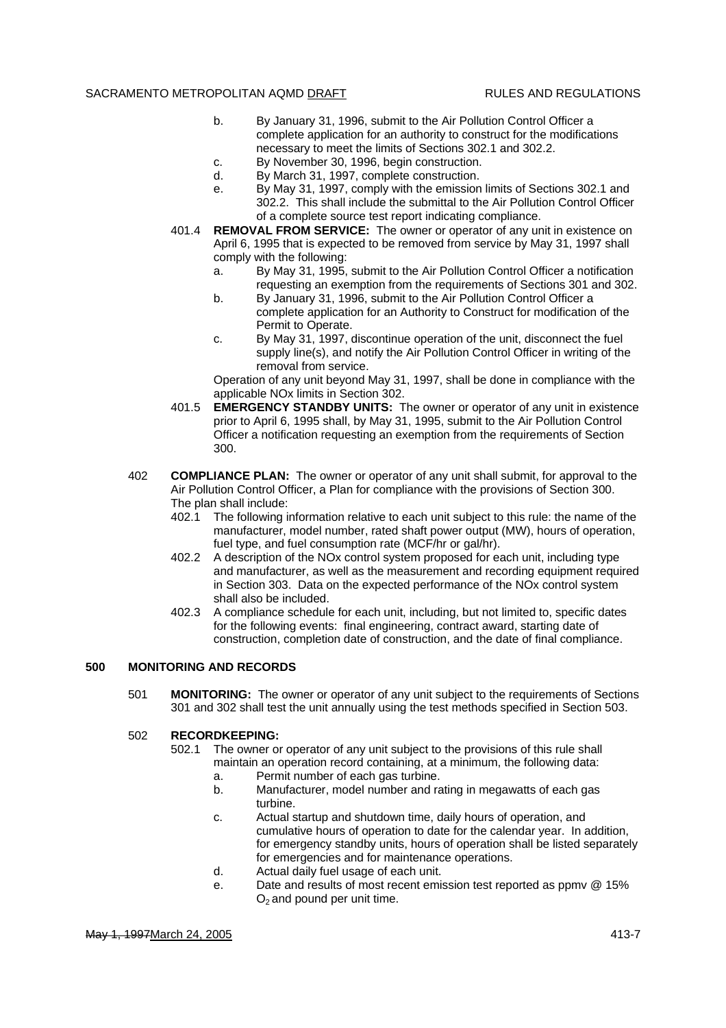b. By January 31, 1996, submit to the Air Pollution Control Officer a complete application for an authority to construct for the modifications necessary to meet the limits of Sections 302.1 and 302.2.
c. By November 30, 1996, begin construction.
d. By March 31, 1997, complete construction.
e. By May 31, 1997, comply with the emission limits of Sections 302.1 and 302.2. This shall include the submittal to the Air Pollution Control Officer of a complete source test report indicating compliance.

401.4 **REMOVAL FROM SERVICE:** The owner or operator of any unit in existence on April 6, 1995 that is expected to be removed from service by May 31, 1997 shall comply with the following:

a. By May 31, 1995, submit to the Air Pollution Control Officer a notification requesting an exemption from the requirements of Sections 301 and 302.
b. By January 31, 1996, submit to the Air Pollution Control Officer a complete application for an Authority to Construct for modification of the Permit to Operate.
c. By May 31, 1997, discontinue operation of the unit, disconnect the fuel supply line(s), and notify the Air Pollution Control Officer in writing of the removal from service.

Operation of any unit beyond May 31, 1997, shall be done in compliance with the applicable NOx limits in Section 302.

401.5 **EMERGENCY STANDBY UNITS:** The owner or operator of any unit in existence prior to April 6, 1995 shall, by May 31, 1995, submit to the Air Pollution Control Officer a notification requesting an exemption from the requirements of Section 300.

402 **COMPLIANCE PLAN:** The owner or operator of any unit shall submit, for approval to the Air Pollution Control Officer, a Plan for compliance with the provisions of Section 300. The plan shall include:

402.1 The following information relative to each unit subject to this rule: the name of the manufacturer, model number, rated shaft power output (MW), hours of operation, fuel type, and fuel consumption rate (MCF/hr or gal/hr).

402.2 A description of the NOx control system proposed for each unit, including type and manufacturer, as well as the measurement and recording equipment required in Section 303. Data on the expected performance of the NOx control system shall also be included.

402.3 A compliance schedule for each unit, including, but not limited to, specific dates for the following events: final engineering, contract award, starting date of construction, completion date of construction, and the date of final compliance.

## 500 MONITORING AND RECORDS

501 **MONITORING:** The owner or operator of any unit subject to the requirements of Sections 301 and 302 shall test the unit annually using the test methods specified in Section 503.

502 **RECORDKEEPING:**

502.1 The owner or operator of any unit subject to the provisions of this rule shall maintain an operation record containing, at a minimum, the following data:

a. Permit number of each gas turbine.
b. Manufacturer, model number and rating in megawatts of each gas turbine.
c. Actual startup and shutdown time, daily hours of operation, and cumulative hours of operation to date for the calendar year. In addition, for emergency standby units, hours of operation shall be listed separately for emergencies and for maintenance operations.
d. Actual daily fuel usage of each unit.
e. Date and results of most recent emission test reported as ppmv @ 15% $O_2$ and pound per unit time.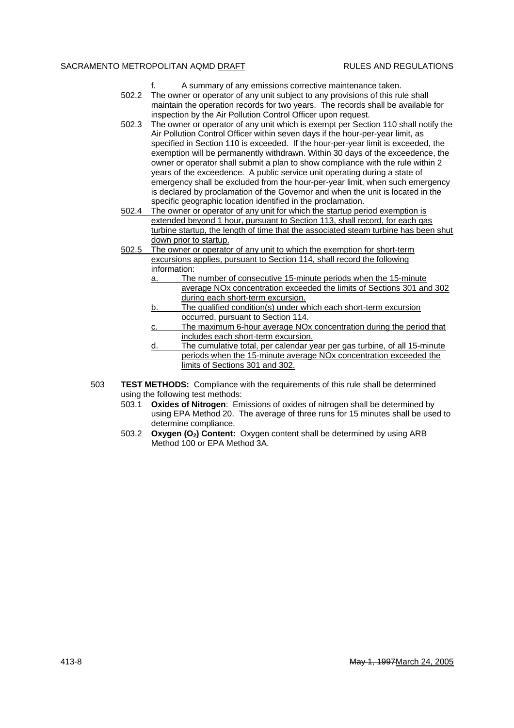f. A summary of any emissions corrective maintenance taken.

502.2 The owner or operator of any unit subject to any provisions of this rule shall maintain the operation records for two years. The records shall be available for inspection by the Air Pollution Control Officer upon request.

502.3 The owner or operator of any unit which is exempt per Section 110 shall notify the Air Pollution Control Officer within seven days if the hour-per-year limit, as specified in Section 110 is exceeded. If the hour-per-year limit is exceeded, the exemption will be permanently withdrawn. Within 30 days of the exceedence, the owner or operator shall submit a plan to show compliance with the rule within 2 years of the exceedence. A public service unit operating during a state of emergency shall be excluded from the hour-per-year limit, when such emergency is declared by proclamation of the Governor and when the unit is located in the specific geographic location identified in the proclamation.

502.4 The owner or operator of any unit for which the startup period exemption is extended beyond 1 hour, pursuant to Section 113, shall record, for each gas turbine startup, the length of time that the associated steam turbine has been shut down prior to startup.

502.5 The owner or operator of any unit to which the exemption for short-term excursions applies, pursuant to Section 114, shall record the following information:

a. The number of consecutive 15-minute periods when the 15-minute average NOx concentration exceeded the limits of Sections 301 and 302 during each short-term excursion.

b. The qualified condition(s) under which each short-term excursion occurred, pursuant to Section 114.

c. The maximum 6-hour average NOx concentration during the period that includes each short-term excursion.

d. The cumulative total, per calendar year per gas turbine, of all 15-minute periods when the 15-minute average NOx concentration exceeded the limits of Sections 301 and 302.

503 **TEST METHODS:** Compliance with the requirements of this rule shall be determined using the following test methods:

503.1 **Oxides of Nitrogen**: Emissions of oxides of nitrogen shall be determined by using EPA Method 20. The average of three runs for 15 minutes shall be used to determine compliance.

503.2 **Oxygen ($O_2$) Content:** Oxygen content shall be determined by using ARB Method 100 or EPA Method 3A.